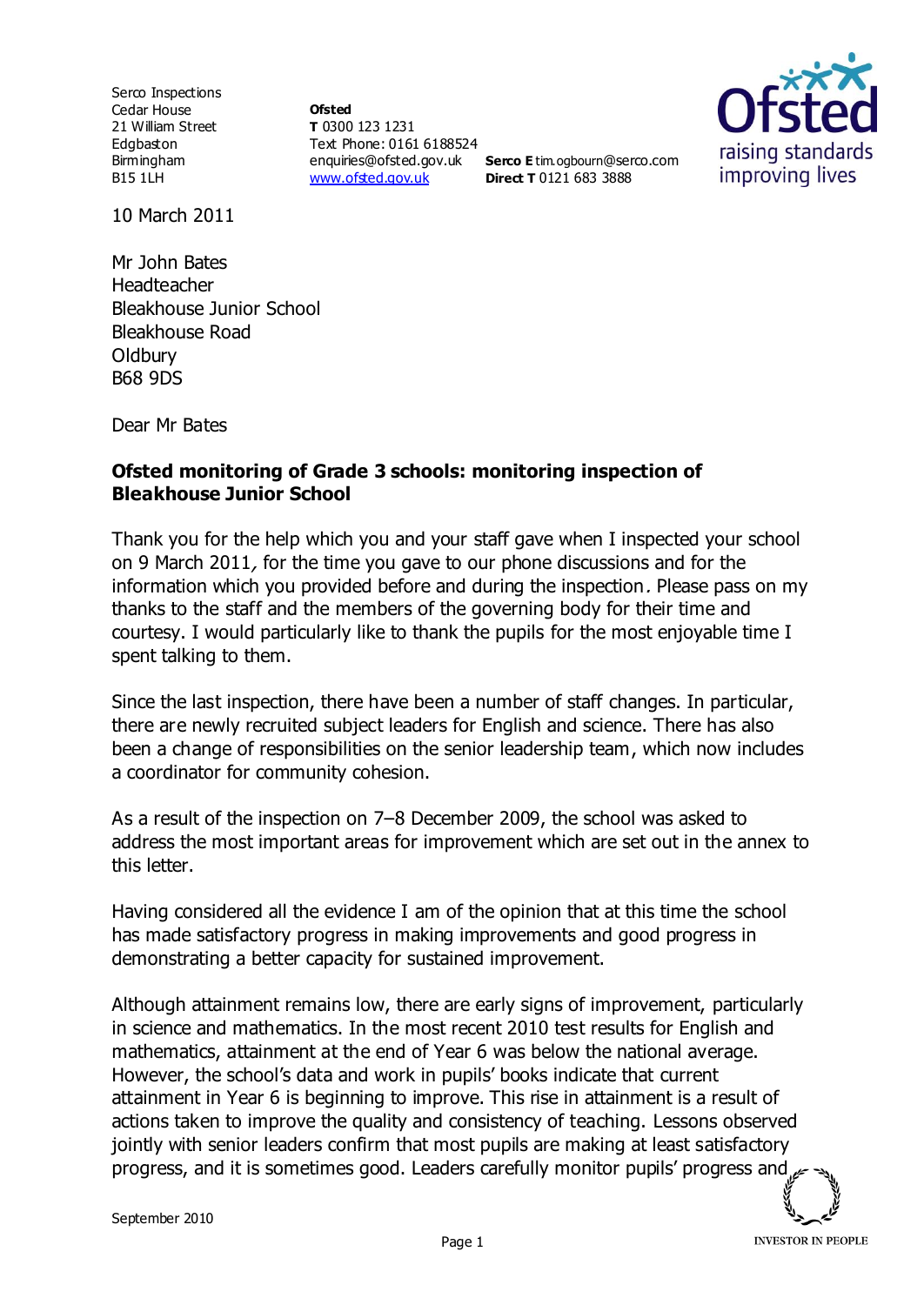Serco Inspections
Cedar House
21 William Street
Edgbaston
Birmingham
B15 1LH

**Ofsted**
**T** 0300 123 1231
Text Phone: 0161 6188524
enquiries@ofsted.gov.uk
www.ofsted.gov.uk

**Serco E** tim.ogbourn@serco.com
**Direct T** 0121 683 3888

10 March 2011

Mr John Bates
Headteacher
Bleakhouse Junior School
Bleakhouse Road
Oldbury
B68 9DS

Dear Mr Bates

**Ofsted monitoring of Grade 3 schools: monitoring inspection of Bleakhouse Junior School**

Thank you for the help which you and your staff gave when I inspected your school on 9 March 2011, for the time you gave to our phone discussions and for the information which you provided before and during the inspection. Please pass on my thanks to the staff and the members of the governing body for their time and courtesy. I would particularly like to thank the pupils for the most enjoyable time I spent talking to them.

Since the last inspection, there have been a number of staff changes. In particular, there are newly recruited subject leaders for English and science. There has also been a change of responsibilities on the senior leadership team, which now includes a coordinator for community cohesion.

As a result of the inspection on 7–8 December 2009, the school was asked to address the most important areas for improvement which are set out in the annex to this letter.

Having considered all the evidence I am of the opinion that at this time the school has made satisfactory progress in making improvements and good progress in demonstrating a better capacity for sustained improvement.

Although attainment remains low, there are early signs of improvement, particularly in science and mathematics. In the most recent 2010 test results for English and mathematics, attainment at the end of Year 6 was below the national average. However, the school's data and work in pupils' books indicate that current attainment in Year 6 is beginning to improve. This rise in attainment is a result of actions taken to improve the quality and consistency of teaching. Lessons observed jointly with senior leaders confirm that most pupils are making at least satisfactory progress, and it is sometimes good. Leaders carefully monitor pupils' progress and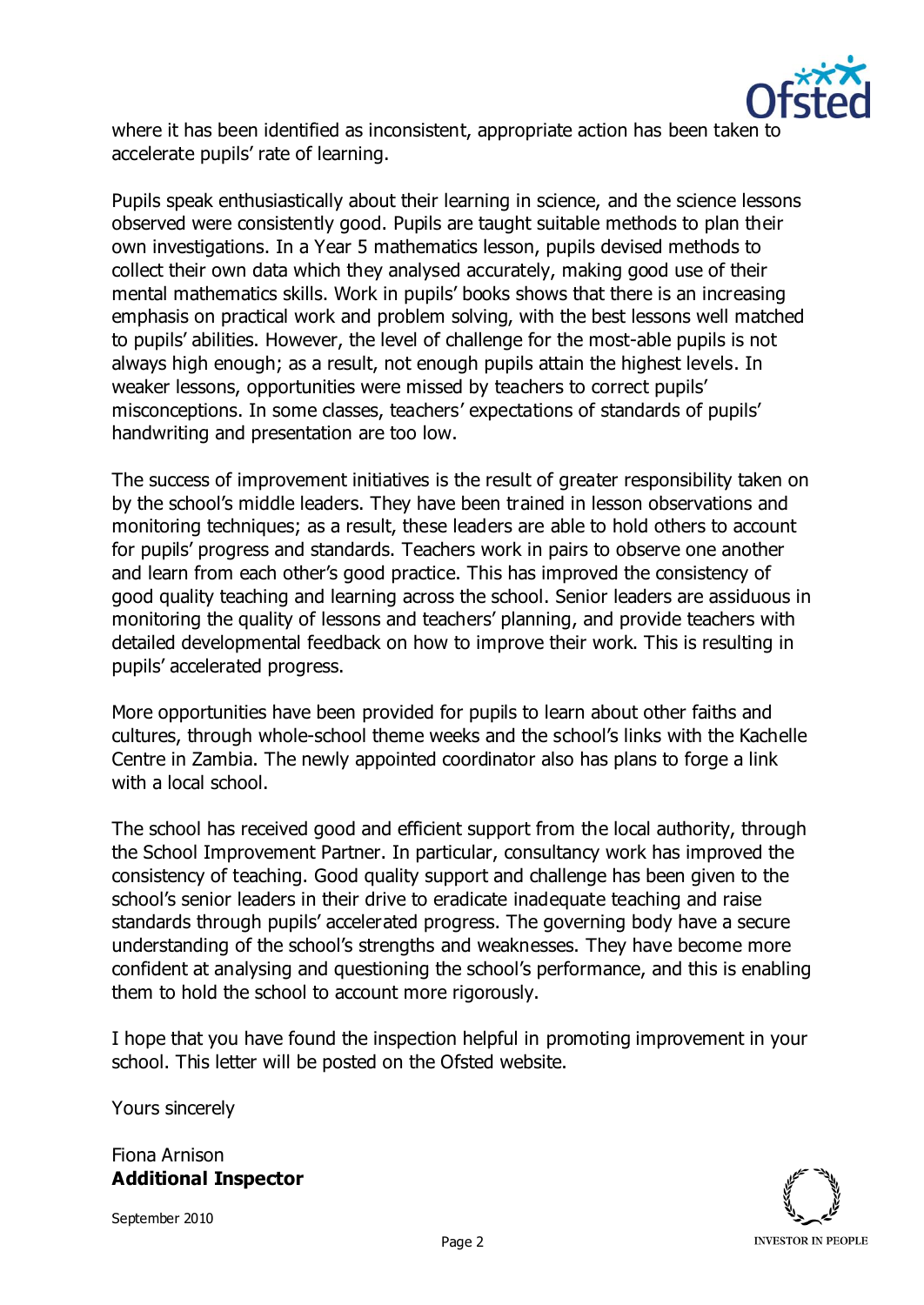where it has been identified as inconsistent, appropriate action has been taken to accelerate pupils' rate of learning.

Pupils speak enthusiastically about their learning in science, and the science lessons observed were consistently good. Pupils are taught suitable methods to plan their own investigations. In a Year 5 mathematics lesson, pupils devised methods to collect their own data which they analysed accurately, making good use of their mental mathematics skills. Work in pupils' books shows that there is an increasing emphasis on practical work and problem solving, with the best lessons well matched to pupils' abilities. However, the level of challenge for the most-able pupils is not always high enough; as a result, not enough pupils attain the highest levels. In weaker lessons, opportunities were missed by teachers to correct pupils' misconceptions. In some classes, teachers' expectations of standards of pupils' handwriting and presentation are too low.

The success of improvement initiatives is the result of greater responsibility taken on by the school's middle leaders. They have been trained in lesson observations and monitoring techniques; as a result, these leaders are able to hold others to account for pupils' progress and standards. Teachers work in pairs to observe one another and learn from each other's good practice. This has improved the consistency of good quality teaching and learning across the school. Senior leaders are assiduous in monitoring the quality of lessons and teachers' planning, and provide teachers with detailed developmental feedback on how to improve their work. This is resulting in pupils' accelerated progress.

More opportunities have been provided for pupils to learn about other faiths and cultures, through whole-school theme weeks and the school's links with the Kachelle Centre in Zambia. The newly appointed coordinator also has plans to forge a link with a local school.

The school has received good and efficient support from the local authority, through the School Improvement Partner. In particular, consultancy work has improved the consistency of teaching. Good quality support and challenge has been given to the school's senior leaders in their drive to eradicate inadequate teaching and raise standards through pupils' accelerated progress. The governing body have a secure understanding of the school's strengths and weaknesses. They have become more confident at analysing and questioning the school's performance, and this is enabling them to hold the school to account more rigorously.

I hope that you have found the inspection helpful in promoting improvement in your school. This letter will be posted on the Ofsted website.

Yours sincerely

Fiona Arnison
**Additional Inspector**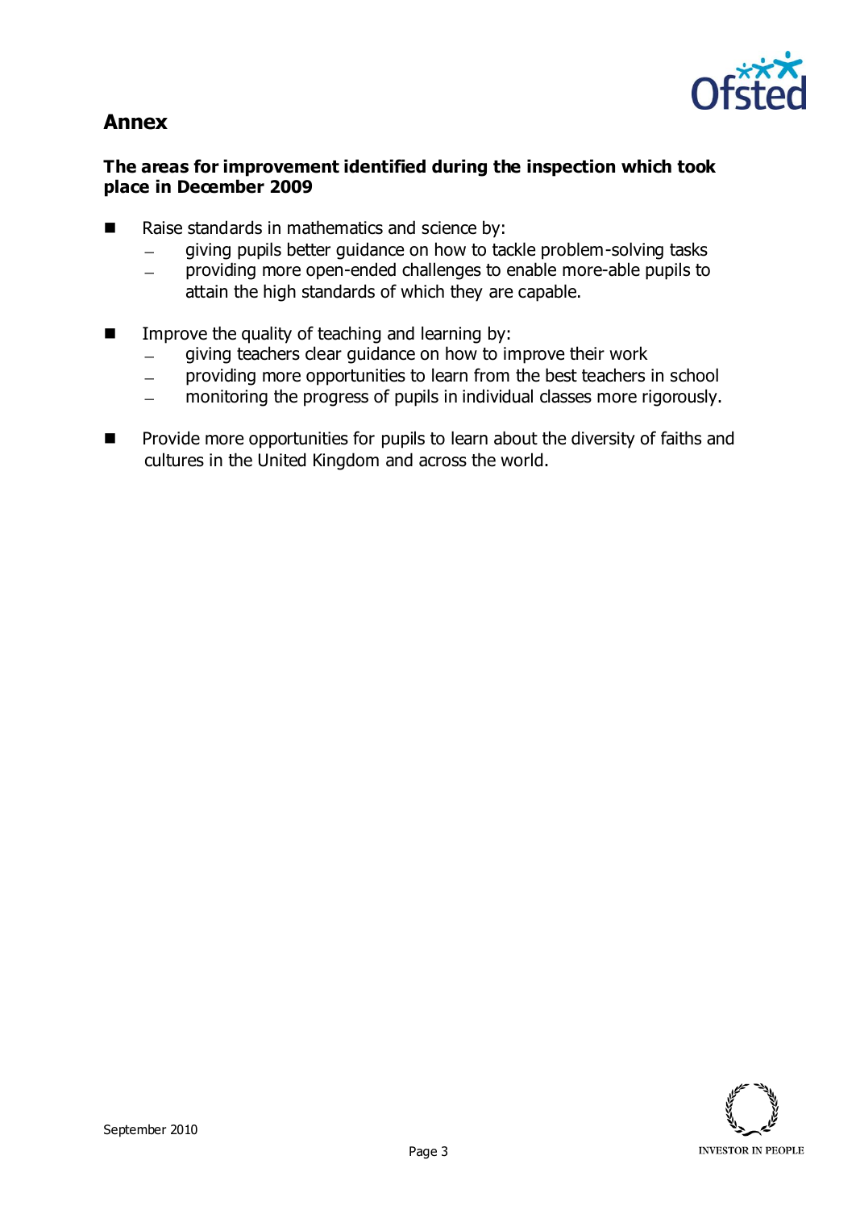## Annex

**The areas for improvement identified during the inspection which took place in December 2009**

- Raise standards in mathematics and science by:
  - giving pupils better guidance on how to tackle problem-solving tasks
  - providing more open-ended challenges to enable more-able pupils to attain the high standards of which they are capable.
- Improve the quality of teaching and learning by:
  - giving teachers clear guidance on how to improve their work
  - providing more opportunities to learn from the best teachers in school
  - monitoring the progress of pupils in individual classes more rigorously.
- Provide more opportunities for pupils to learn about the diversity of faiths and cultures in the United Kingdom and across the world.